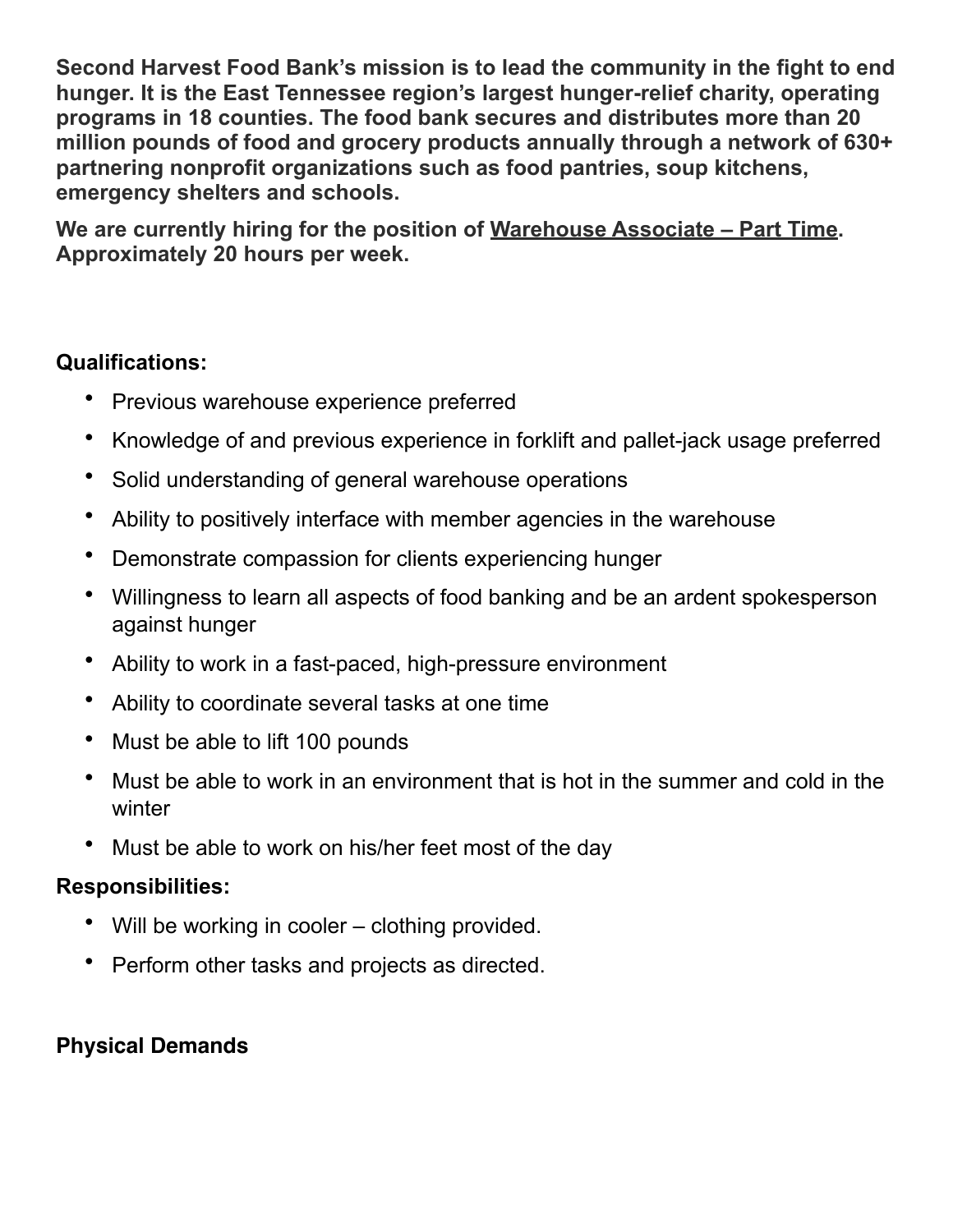**Second Harvest Food Bank's mission is to lead the community in the fight to end hunger. It is the East Tennessee region's largest hunger-relief charity, operating programs in 18 counties. The food bank secures and distributes more than 20 million pounds of food and grocery products annually through a network of 630+ partnering nonprofit organizations such as food pantries, soup kitchens, emergency shelters and schools.**

**We are currently hiring for the position of <u>Warehouse Associate – Part Time</u>. Approximately 20 hours per week.**

**Qualifications:**

- Previous warehouse experience preferred
- Knowledge of and previous experience in forklift and pallet-jack usage preferred
- Solid understanding of general warehouse operations
- Ability to positively interface with member agencies in the warehouse
- Demonstrate compassion for clients experiencing hunger
- Willingness to learn all aspects of food banking and be an ardent spokesperson against hunger
- Ability to work in a fast-paced, high-pressure environment
- Ability to coordinate several tasks at one time
- Must be able to lift 100 pounds
- Must be able to work in an environment that is hot in the summer and cold in the winter
- Must be able to work on his/her feet most of the day

**Responsibilities:**

- Will be working in cooler – clothing provided.
- Perform other tasks and projects as directed.

**Physical Demands**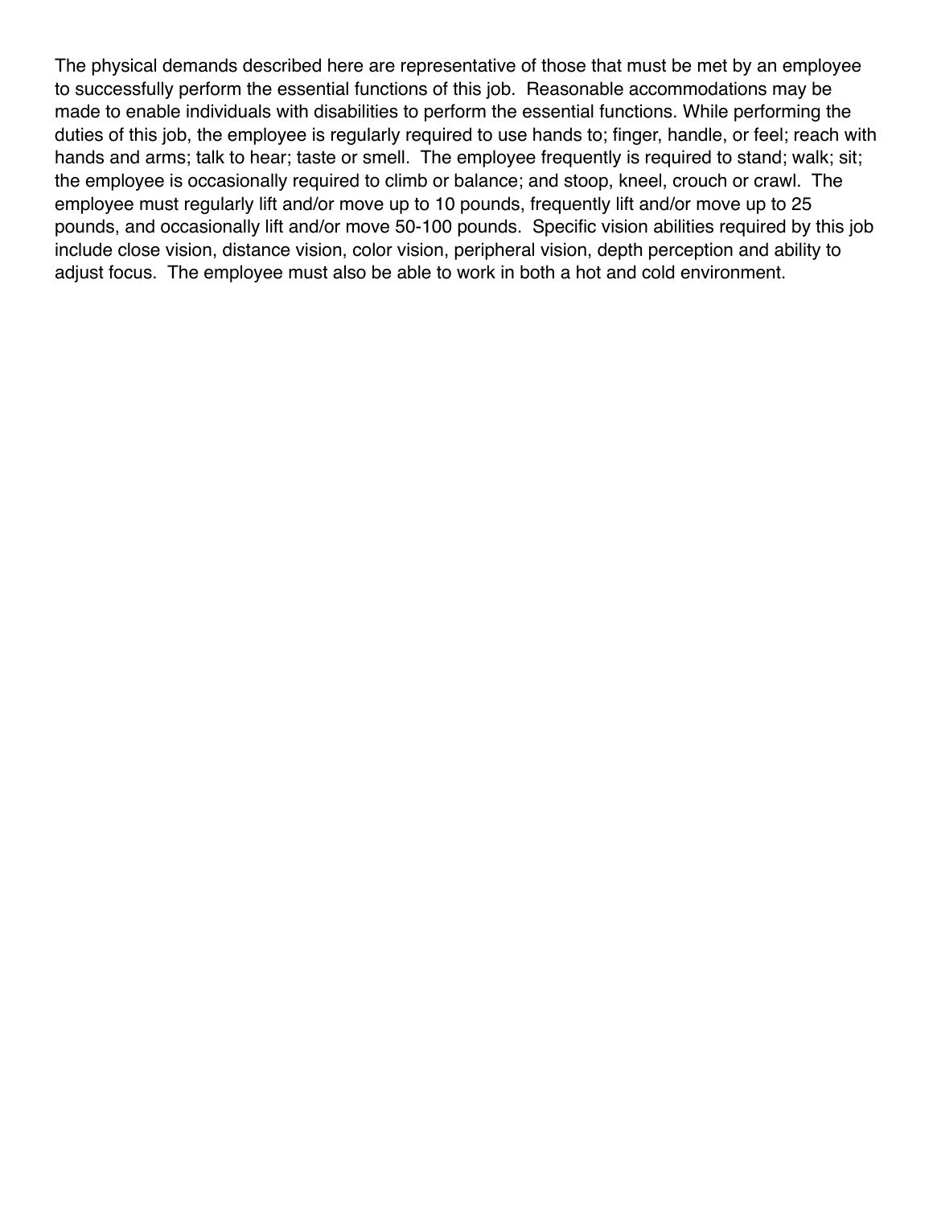The physical demands described here are representative of those that must be met by an employee to successfully perform the essential functions of this job. Reasonable accommodations may be made to enable individuals with disabilities to perform the essential functions. While performing the duties of this job, the employee is regularly required to use hands to; finger, handle, or feel; reach with hands and arms; talk to hear; taste or smell. The employee frequently is required to stand; walk; sit; the employee is occasionally required to climb or balance; and stoop, kneel, crouch or crawl. The employee must regularly lift and/or move up to 10 pounds, frequently lift and/or move up to 25 pounds, and occasionally lift and/or move 50-100 pounds. Specific vision abilities required by this job include close vision, distance vision, color vision, peripheral vision, depth perception and ability to adjust focus. The employee must also be able to work in both a hot and cold environment.